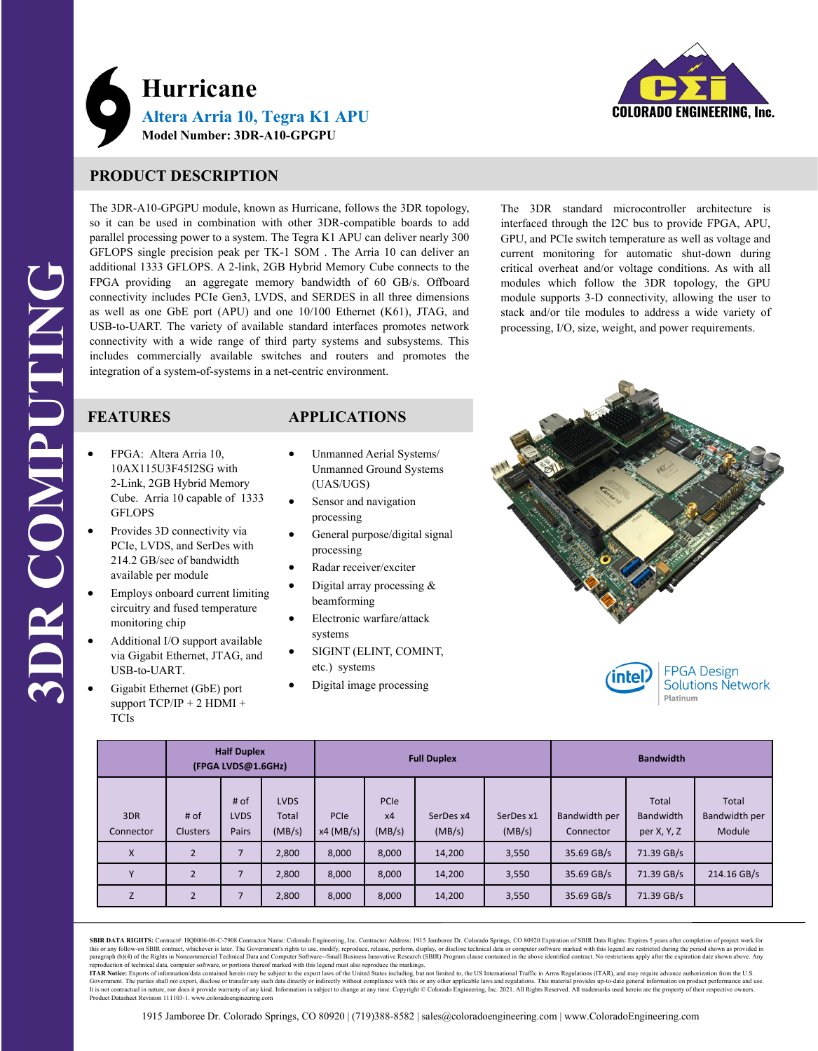# Hurricane

## Altera Arria 10, Tegra K1 APU

**Model Number: 3DR-A10-GPGPU**

3DR COMPUTING

## PRODUCT DESCRIPTION

The 3DR-A10-GPGPU module, known as Hurricane, follows the 3DR topology, so it can be used in combination with other 3DR-compatible boards to add parallel processing power to a system. The Tegra K1 APU can deliver nearly 300 GFLOPS single precision peak per TK-1 SOM . The Arria 10 can deliver an additional 1333 GFLOPS. A 2-link, 2GB Hybrid Memory Cube connects to the FPGA providing an aggregate memory bandwidth of 60 GB/s. Offboard connectivity includes PCIe Gen3, LVDS, and SERDES in all three dimensions as well as one GbE port (APU) and one 10/100 Ethernet (K61), JTAG, and USB-to-UART. The variety of available standard interfaces promotes network connectivity with a wide range of third party systems and subsystems. This includes commercially available switches and routers and promotes the integration of a system-of-systems in a net-centric environment.

The 3DR standard microcontroller architecture is interfaced through the I2C bus to provide FPGA, APU, GPU, and PCIe switch temperature as well as voltage and current monitoring for automatic shut-down during critical overheat and/or voltage conditions. As with all modules which follow the 3DR topology, the GPU module supports 3-D connectivity, allowing the user to stack and/or tile modules to address a wide variety of processing, I/O, size, weight, and power requirements.

## FEATURES

- FPGA: Altera Arria 10, 10AX115U3F45I2SG with 2-Link, 2GB Hybrid Memory Cube. Arria 10 capable of 1333 GFLOPS
- Provides 3D connectivity via PCIe, LVDS, and SerDes with 214.2 GB/sec of bandwidth available per module
- Employs onboard current limiting circuitry and fused temperature monitoring chip
- Additional I/O support available via Gigabit Ethernet, JTAG, and USB-to-UART.
- Gigabit Ethernet (GbE) port support TCP/IP + 2 HDMI + TCIs

## APPLICATIONS

- Unmanned Aerial Systems/ Unmanned Ground Systems (UAS/UGS)
- Sensor and navigation processing
- General purpose/digital signal processing
- Radar receiver/exciter
- Digital array processing & beamforming
- Electronic warfare/attack systems
- SIGINT (ELINT, COMINT, etc.) systems
- Digital image processing

intel FPGA Design Solutions Network Platinum

| | Half Duplex (FPGA LVDS@1.6GHz) | | | Full Duplex | | | | Bandwidth | | |
|---|---|---|---|---|---|---|---|---|---|---|
| 3DR Connector | # of Clusters | # of LVDS Pairs | LVDS Total (MB/s) | PCIe x4 (MB/s) | PCIe x4 (MB/s) | SerDes x4 (MB/s) | SerDes x1 (MB/s) | Bandwidth per Connector | Total Bandwidth per X, Y, Z | Total Bandwidth per Module |
| X | 2 | 7 | 2,800 | 8,000 | 8,000 | 14,200 | 3,550 | 35.69 GB/s | 71.39 GB/s | |
| Y | 2 | 7 | 2,800 | 8,000 | 8,000 | 14,200 | 3,550 | 35.69 GB/s | 71.39 GB/s | 214.16 GB/s |
| Z | 2 | 7 | 2,800 | 8,000 | 8,000 | 14,200 | 3,550 | 35.69 GB/s | 71.39 GB/s | |

**SBIR DATA RIGHTS:** Contract#: HQ0006-08-C-7908 Contractor Name: Colorado Engineering, Inc. Contractor Address: 1915 Jamboree Dr. Colorado Springs, CO 80920 Expiration of SBIR Data Rights: Expires 5 years after completion of project work for this or any follow-on SBIR contract, whichever is later. The Government's rights to use, modify, reproduce, release, perform, display, or disclose technical data or computer software marked with this legend are restricted during the period shown as provided in paragraph (b)(4) of the Rights in Noncommercial Technical Data and Computer Software--Small Business Innovative Research (SBIR) Program clause contained in the above identified contract. No restrictions apply after the expiration date shown above. Any reproduction of technical data, computer software, or portions thereof marked with this legend must also reproduce the markings.
**ITAR Notice:** Exports of information/data contained herein may be subject to the export laws of the United States including, but not limited to, the US International Traffic in Arms Regulations (ITAR), and may require advance authorization from the U.S. Government. The parties shall not export, disclose or transfer any such data directly or indirectly without compliance with this or any other applicable laws and regulations. This material provides up-to-date general information on product performance and use. It is not contractual in nature, nor does it provide warranty of any kind. Information is subject to change at any time. Copyright © Colorado Engineering, Inc. 2021. All Rights Reserved. All trademarks used herein are the property of their respective owners. Product Datasheet Revision 111103-1. www.coloradoengineering.com

1915 Jamboree Dr. Colorado Springs, CO 80920 | (719)388-8582 | sales@coloradoengineering.com | www.ColoradoEngineering.com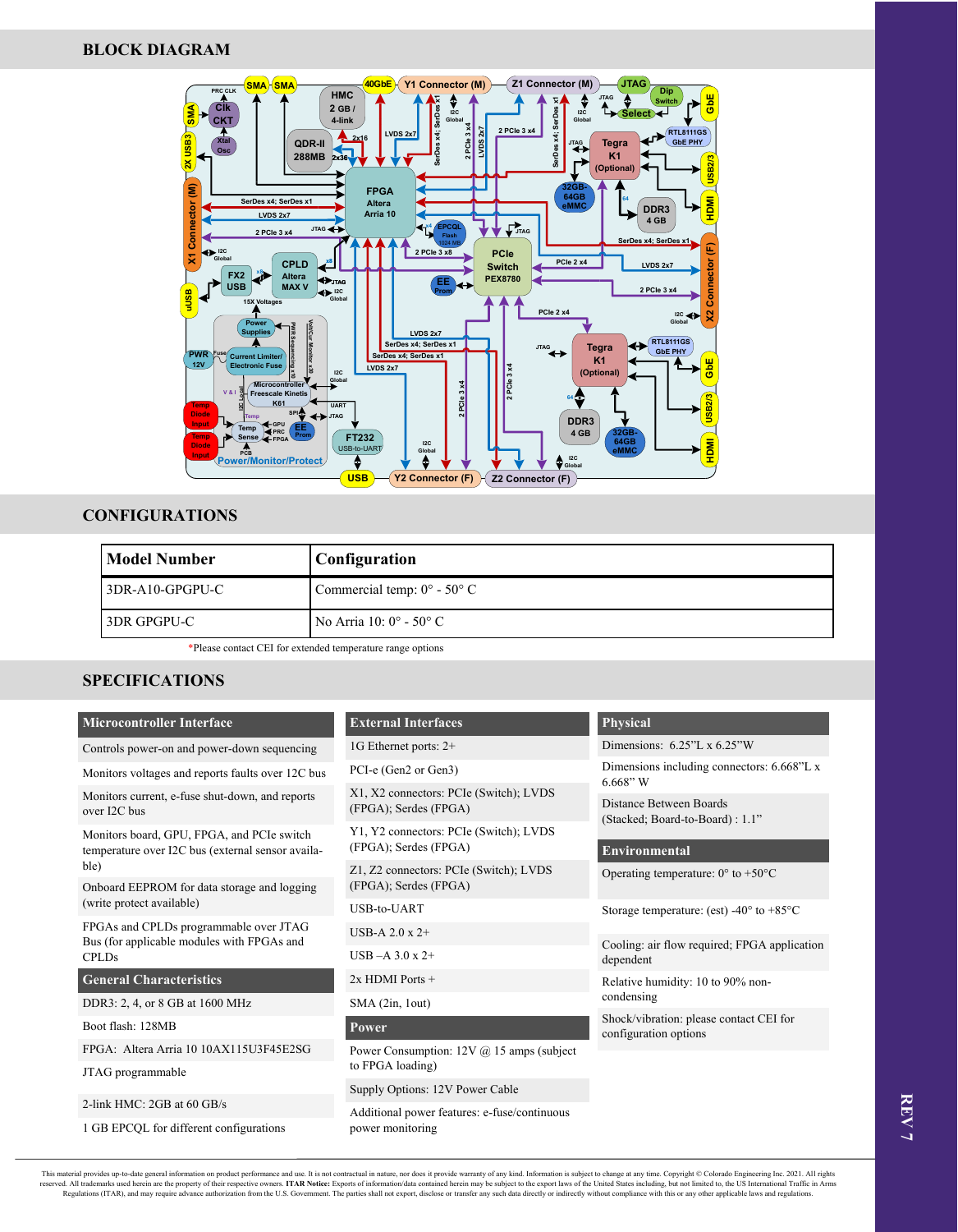## BLOCK DIAGRAM

## CONFIGURATIONS

| Model Number | Configuration |
|---|---|
| 3DR-A10-GPGPU-C | Commercial temp: 0° - 50° C |
| 3DR GPGPU-C | No Arria 10: 0° - 50° C |

*Please contact CEI for extended temperature range options

## SPECIFICATIONS

### Microcontroller Interface

- Controls power-on and power-down sequencing
- Monitors voltages and reports faults over 12C bus
- Monitors current, e-fuse shut-down, and reports over I2C bus
- Monitors board, GPU, FPGA, and PCIe switch temperature over I2C bus (external sensor available)
- Onboard EEPROM for data storage and logging (write protect available)
- FPGAs and CPLDs programmable over JTAG Bus (for applicable modules with FPGAs and CPLDs

### General Characteristics

- DDR3: 2, 4, or 8 GB at 1600 MHz
- Boot flash: 128MB
- FPGA: Altera Arria 10 10AX115U3F45E2SG
- JTAG programmable
- 2-link HMC: 2GB at 60 GB/s
- 1 GB EPCQL for different configurations

### External Interfaces

- 1G Ethernet ports: 2+
- PCI-e (Gen2 or Gen3)
- X1, X2 connectors: PCIe (Switch); LVDS (FPGA); Serdes (FPGA)
- Y1, Y2 connectors: PCIe (Switch); LVDS (FPGA); Serdes (FPGA)
- Z1, Z2 connectors: PCIe (Switch); LVDS (FPGA); Serdes (FPGA)
- USB-to-UART
- USB-A 2.0 x 2+
- USB –A 3.0 x 2+
- 2x HDMI Ports +
- SMA (2in, 1out)

### Power

- Power Consumption: 12V @ 15 amps (subject to FPGA loading)
- Supply Options: 12V Power Cable
- Additional power features: e-fuse/continuous power monitoring

### Physical

- Dimensions: 6.25”L x 6.25”W
- Dimensions including connectors: 6.668”L x 6.668” W
- Distance Between Boards (Stacked; Board-to-Board) : 1.1”

### Environmental

- Operating temperature: 0° to +50°C
- Storage temperature: (est) -40° to +85°C
- Cooling: air flow required; FPGA application dependent
- Relative humidity: 10 to 90% non-condensing
- Shock/vibration: please contact CEI for configuration options

This material provides up-to-date general information on product performance and use. It is not contractual in nature, nor does it provide warranty of any kind. Information is subject to change at any time. Copyright © Colorado Engineering Inc. 2021. All rights reserved. All trademarks used herein are the property of their respective owners. **ITAR Notice:** Exports of information/data contained herein may be subject to the export laws of the United States including, but not limited to, the US International Traffic in Arms Regulations (ITAR), and may require advance authorization from the U.S. Government. The parties shall not export, disclose or transfer any such data directly or indirectly without compliance with this or any other applicable laws and regulations.

REV 7